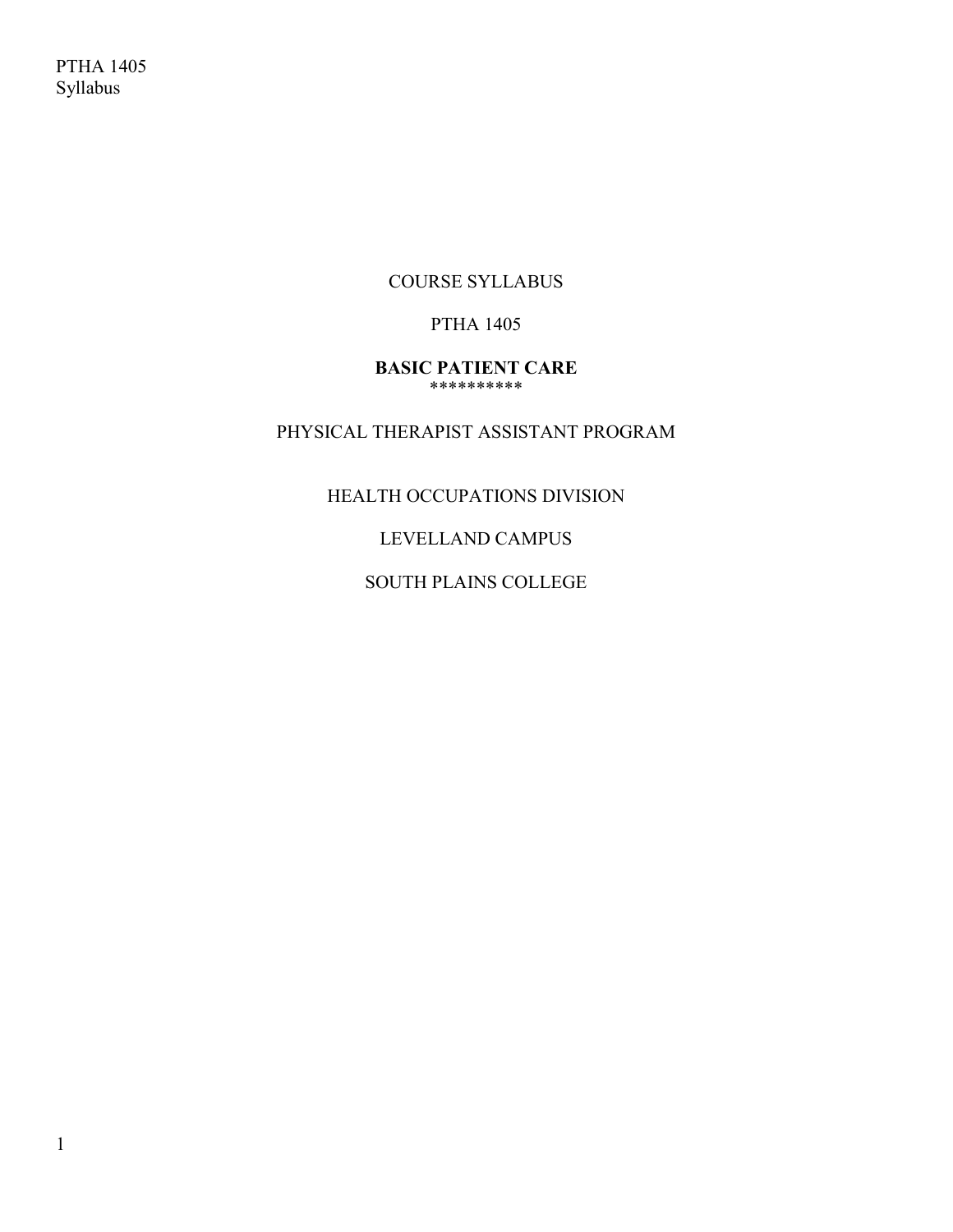COURSE SYLLABUS

PTHA 1405

**BASIC PATIENT CARE**
**********

PHYSICAL THERAPIST ASSISTANT PROGRAM

HEALTH OCCUPATIONS DIVISION

LEVELLAND CAMPUS

SOUTH PLAINS COLLEGE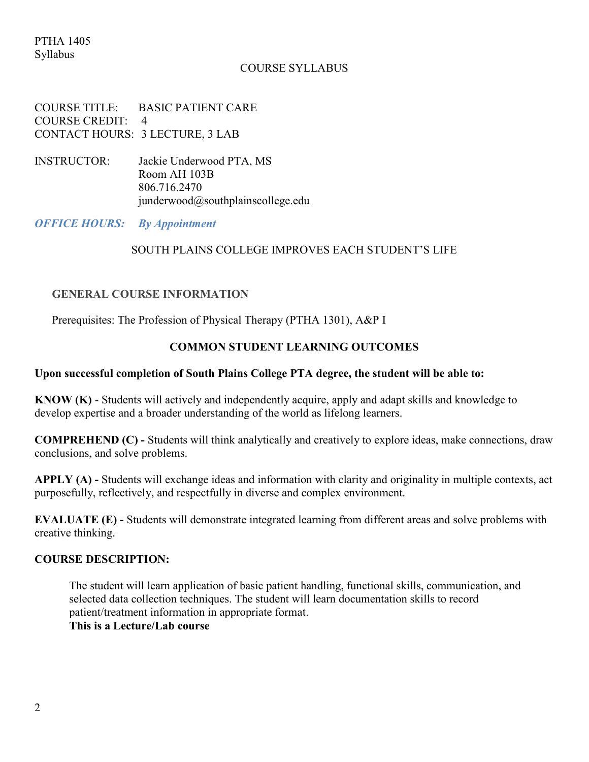PTHA 1405
Syllabus

COURSE SYLLABUS

COURSE TITLE: BASIC PATIENT CARE
COURSE CREDIT: 4
CONTACT HOURS: 3 LECTURE, 3 LAB

INSTRUCTOR: Jackie Underwood PTA, MS
Room AH 103B
806.716.2470
junderwood@southplainscollege.edu

***OFFICE HOURS: By Appointment***

SOUTH PLAINS COLLEGE IMPROVES EACH STUDENT'S LIFE

## GENERAL COURSE INFORMATION

Prerequisites: The Profession of Physical Therapy (PTHA 1301), A&P I

## COMMON STUDENT LEARNING OUTCOMES

**Upon successful completion of South Plains College PTA degree, the student will be able to:**

**KNOW (K)** - Students will actively and independently acquire, apply and adapt skills and knowledge to develop expertise and a broader understanding of the world as lifelong learners.

**COMPREHEND (C) -** Students will think analytically and creatively to explore ideas, make connections, draw conclusions, and solve problems.

**APPLY (A) -** Students will exchange ideas and information with clarity and originality in multiple contexts, act purposefully, reflectively, and respectfully in diverse and complex environment.

**EVALUATE (E) -** Students will demonstrate integrated learning from different areas and solve problems with creative thinking.

## COURSE DESCRIPTION:

The student will learn application of basic patient handling, functional skills, communication, and selected data collection techniques. The student will learn documentation skills to record patient/treatment information in appropriate format.
**This is a Lecture/Lab course**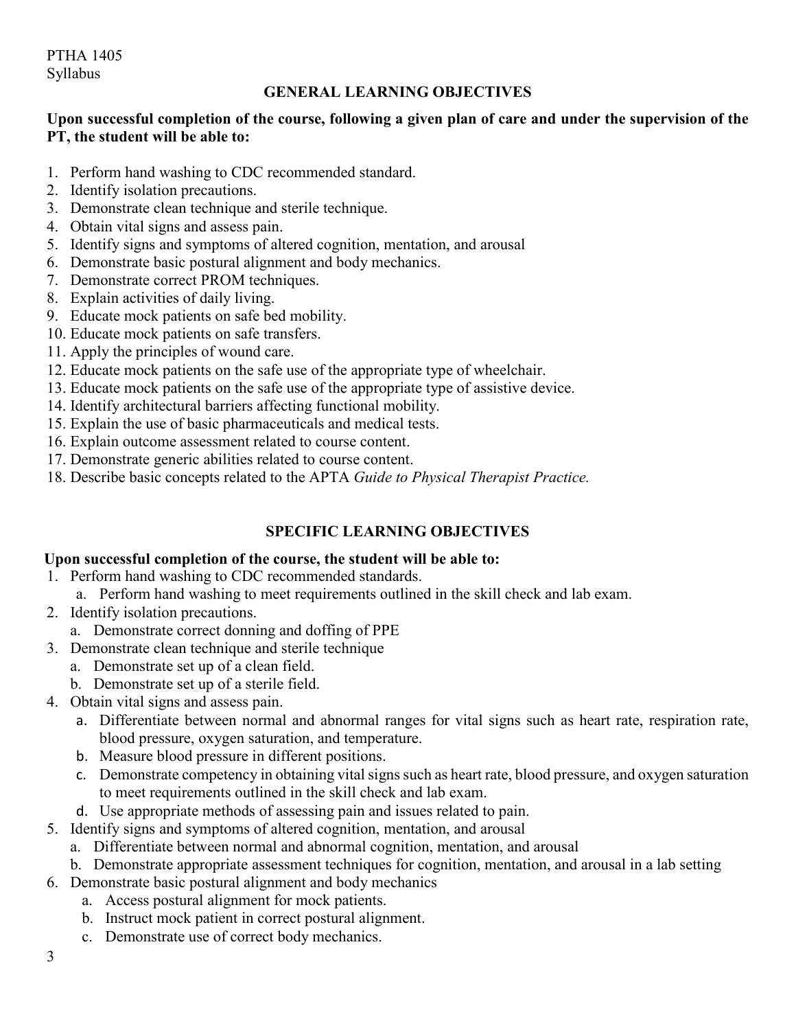PTHA 1405
Syllabus

## GENERAL LEARNING OBJECTIVES

**Upon successful completion of the course, following a given plan of care and under the supervision of the PT, the student will be able to:**

1. Perform hand washing to CDC recommended standard.
2. Identify isolation precautions.
3. Demonstrate clean technique and sterile technique.
4. Obtain vital signs and assess pain.
5. Identify signs and symptoms of altered cognition, mentation, and arousal
6. Demonstrate basic postural alignment and body mechanics.
7. Demonstrate correct PROM techniques.
8. Explain activities of daily living.
9. Educate mock patients on safe bed mobility.
10. Educate mock patients on safe transfers.
11. Apply the principles of wound care.
12. Educate mock patients on the safe use of the appropriate type of wheelchair.
13. Educate mock patients on the safe use of the appropriate type of assistive device.
14. Identify architectural barriers affecting functional mobility.
15. Explain the use of basic pharmaceuticals and medical tests.
16. Explain outcome assessment related to course content.
17. Demonstrate generic abilities related to course content.
18. Describe basic concepts related to the APTA *Guide to Physical Therapist Practice.*

## SPECIFIC LEARNING OBJECTIVES

**Upon successful completion of the course, the student will be able to:**

1. Perform hand washing to CDC recommended standards.
   a. Perform hand washing to meet requirements outlined in the skill check and lab exam.
2. Identify isolation precautions.
   a. Demonstrate correct donning and doffing of PPE
3. Demonstrate clean technique and sterile technique
   a. Demonstrate set up of a clean field.
   b. Demonstrate set up of a sterile field.
4. Obtain vital signs and assess pain.
   a. Differentiate between normal and abnormal ranges for vital signs such as heart rate, respiration rate, blood pressure, oxygen saturation, and temperature.
   b. Measure blood pressure in different positions.
   c. Demonstrate competency in obtaining vital signs such as heart rate, blood pressure, and oxygen saturation to meet requirements outlined in the skill check and lab exam.
   d. Use appropriate methods of assessing pain and issues related to pain.
5. Identify signs and symptoms of altered cognition, mentation, and arousal
   a. Differentiate between normal and abnormal cognition, mentation, and arousal
   b. Demonstrate appropriate assessment techniques for cognition, mentation, and arousal in a lab setting
6. Demonstrate basic postural alignment and body mechanics
   a. Access postural alignment for mock patients.
   b. Instruct mock patient in correct postural alignment.
   c. Demonstrate use of correct body mechanics.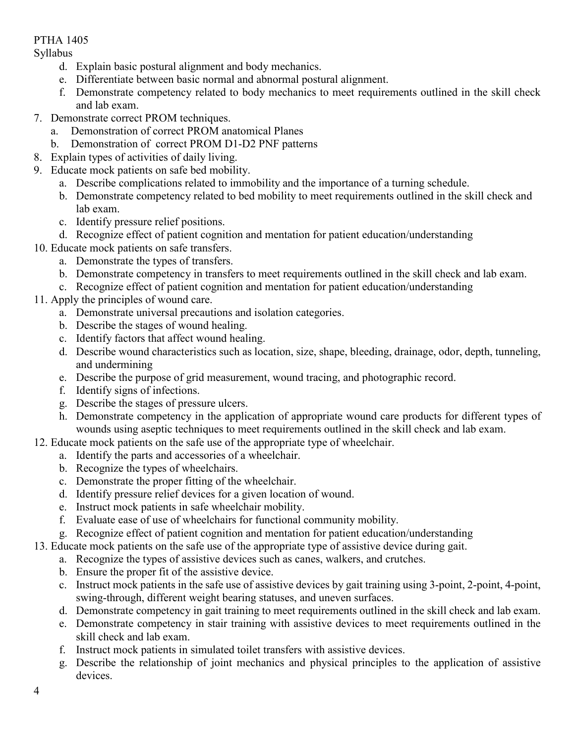d. Explain basic postural alignment and body mechanics.
e. Differentiate between basic normal and abnormal postural alignment.
f. Demonstrate competency related to body mechanics to meet requirements outlined in the skill check and lab exam.

7. Demonstrate correct PROM techniques.
   a. Demonstration of correct PROM anatomical Planes
   b. Demonstration of correct PROM D1-D2 PNF patterns
8. Explain types of activities of daily living.
9. Educate mock patients on safe bed mobility.
   a. Describe complications related to immobility and the importance of a turning schedule.
   b. Demonstrate competency related to bed mobility to meet requirements outlined in the skill check and lab exam.
   c. Identify pressure relief positions.
   d. Recognize effect of patient cognition and mentation for patient education/understanding
10. Educate mock patients on safe transfers.
    a. Demonstrate the types of transfers.
    b. Demonstrate competency in transfers to meet requirements outlined in the skill check and lab exam.
    c. Recognize effect of patient cognition and mentation for patient education/understanding
11. Apply the principles of wound care.
    a. Demonstrate universal precautions and isolation categories.
    b. Describe the stages of wound healing.
    c. Identify factors that affect wound healing.
    d. Describe wound characteristics such as location, size, shape, bleeding, drainage, odor, depth, tunneling, and undermining
    e. Describe the purpose of grid measurement, wound tracing, and photographic record.
    f. Identify signs of infections.
    g. Describe the stages of pressure ulcers.
    h. Demonstrate competency in the application of appropriate wound care products for different types of wounds using aseptic techniques to meet requirements outlined in the skill check and lab exam.
12. Educate mock patients on the safe use of the appropriate type of wheelchair.
    a. Identify the parts and accessories of a wheelchair.
    b. Recognize the types of wheelchairs.
    c. Demonstrate the proper fitting of the wheelchair.
    d. Identify pressure relief devices for a given location of wound.
    e. Instruct mock patients in safe wheelchair mobility.
    f. Evaluate ease of use of wheelchairs for functional community mobility.
    g. Recognize effect of patient cognition and mentation for patient education/understanding
13. Educate mock patients on the safe use of the appropriate type of assistive device during gait.
    a. Recognize the types of assistive devices such as canes, walkers, and crutches.
    b. Ensure the proper fit of the assistive device.
    c. Instruct mock patients in the safe use of assistive devices by gait training using 3-point, 2-point, 4-point, swing-through, different weight bearing statuses, and uneven surfaces.
    d. Demonstrate competency in gait training to meet requirements outlined in the skill check and lab exam.
    e. Demonstrate competency in stair training with assistive devices to meet requirements outlined in the skill check and lab exam.
    f. Instruct mock patients in simulated toilet transfers with assistive devices.
    g. Describe the relationship of joint mechanics and physical principles to the application of assistive devices.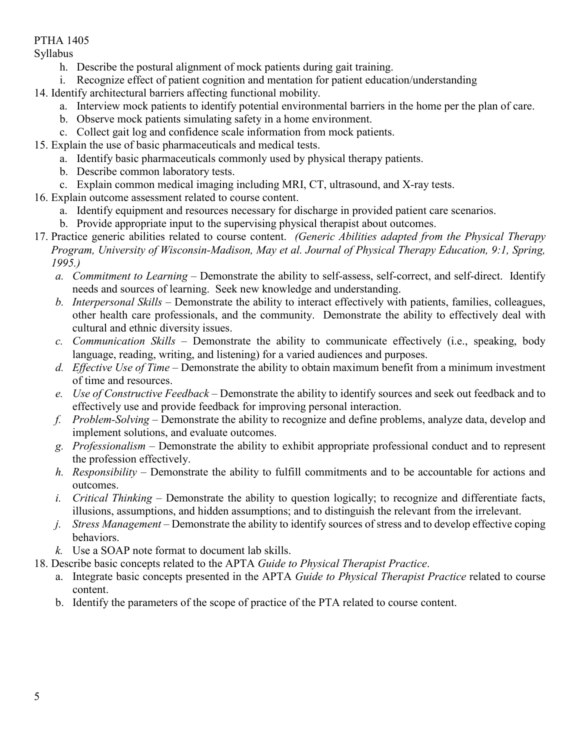h. Describe the postural alignment of mock patients during gait training.
   i. Recognize effect of patient cognition and mentation for patient education/understanding

14. Identify architectural barriers affecting functional mobility.
   a. Interview mock patients to identify potential environmental barriers in the home per the plan of care.
   b. Observe mock patients simulating safety in a home environment.
   c. Collect gait log and confidence scale information from mock patients.

15. Explain the use of basic pharmaceuticals and medical tests.
   a. Identify basic pharmaceuticals commonly used by physical therapy patients.
   b. Describe common laboratory tests.
   c. Explain common medical imaging including MRI, CT, ultrasound, and X-ray tests.

16. Explain outcome assessment related to course content.
   a. Identify equipment and resources necessary for discharge in provided patient care scenarios.
   b. Provide appropriate input to the supervising physical therapist about outcomes.

17. Practice generic abilities related to course content. *(Generic Abilities adapted from the Physical Therapy Program, University of Wisconsin-Madison, May et al. Journal of Physical Therapy Education, 9:1, Spring, 1995.)*
   a. *Commitment to Learning* – Demonstrate the ability to self-assess, self-correct, and self-direct. Identify needs and sources of learning. Seek new knowledge and understanding.
   b. *Interpersonal Skills* – Demonstrate the ability to interact effectively with patients, families, colleagues, other health care professionals, and the community. Demonstrate the ability to effectively deal with cultural and ethnic diversity issues.
   c. *Communication Skills* – Demonstrate the ability to communicate effectively (i.e., speaking, body language, reading, writing, and listening) for a varied audiences and purposes.
   d. *Effective Use of Time* – Demonstrate the ability to obtain maximum benefit from a minimum investment of time and resources.
   e. *Use of Constructive Feedback* – Demonstrate the ability to identify sources and seek out feedback and to effectively use and provide feedback for improving personal interaction.
   f. *Problem-Solving* – Demonstrate the ability to recognize and define problems, analyze data, develop and implement solutions, and evaluate outcomes.
   g. *Professionalism* – Demonstrate the ability to exhibit appropriate professional conduct and to represent the profession effectively.
   h. *Responsibility* – Demonstrate the ability to fulfill commitments and to be accountable for actions and outcomes.
   i. *Critical Thinking* – Demonstrate the ability to question logically; to recognize and differentiate facts, illusions, assumptions, and hidden assumptions; and to distinguish the relevant from the irrelevant.
   j. *Stress Management* – Demonstrate the ability to identify sources of stress and to develop effective coping behaviors.
   k. Use a SOAP note format to document lab skills.

18. Describe basic concepts related to the APTA *Guide to Physical Therapist Practice*.
   a. Integrate basic concepts presented in the APTA *Guide to Physical Therapist Practice* related to course content.
   b. Identify the parameters of the scope of practice of the PTA related to course content.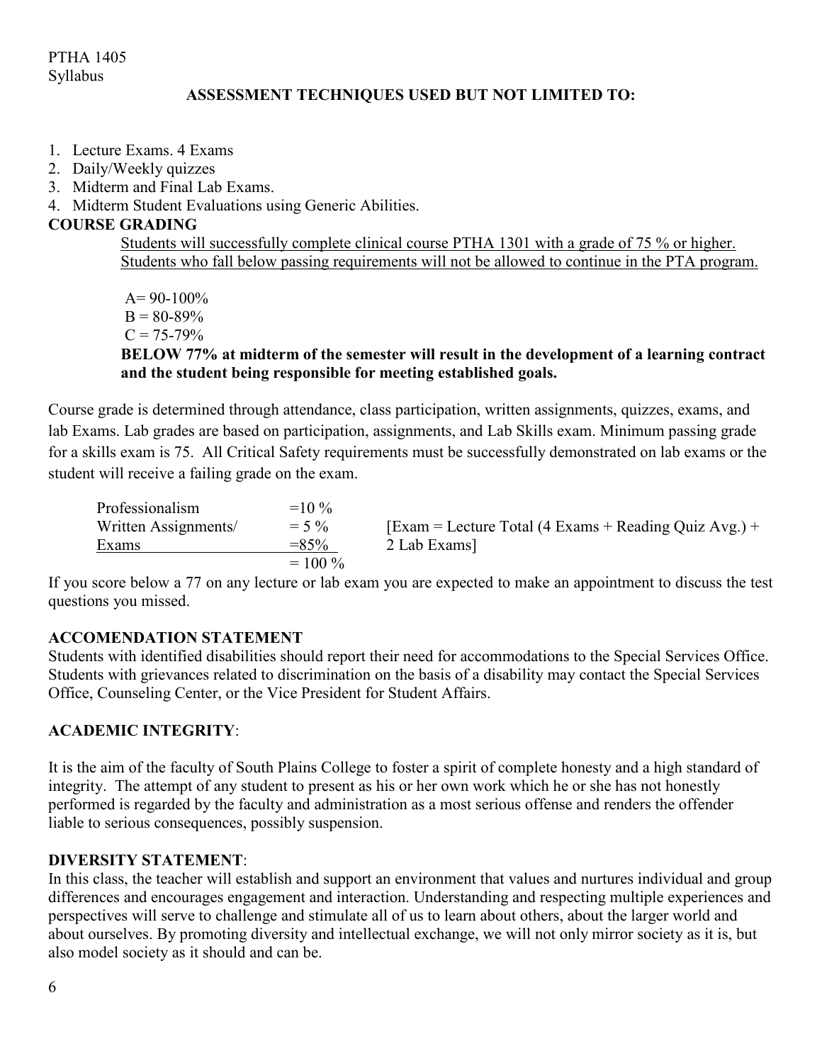## ASSESSMENT TECHNIQUES USED BUT NOT LIMITED TO:

1. Lecture Exams. 4 Exams
2. Daily/Weekly quizzes
3. Midterm and Final Lab Exams.
4. Midterm Student Evaluations using Generic Abilities.

**COURSE GRADING**

Students will successfully complete clinical course PTHA 1301 with a grade of 75 % or higher. Students who fall below passing requirements will not be allowed to continue in the PTA program.

A= 90-100%
B = 80-89%
C = 75-79%

**BELOW 77% at midterm of the semester will result in the development of a learning contract and the student being responsible for meeting established goals.**

Course grade is determined through attendance, class participation, written assignments, quizzes, exams, and lab Exams. Lab grades are based on participation, assignments, and Lab Skills exam. Minimum passing grade for a skills exam is 75. All Critical Safety requirements must be successfully demonstrated on lab exams or the student will receive a failing grade on the exam.

| | | |
|---|---|---|
| Professionalism | =10 % | |
| Written Assignments/ | = 5 % | [Exam = Lecture Total (4 Exams + Reading Quiz Avg.) + |
| Exams | =85% | 2 Lab Exams] |
| | = 100 % | |

If you score below a 77 on any lecture or lab exam you are expected to make an appointment to discuss the test questions you missed.

**ACCOMENDATION STATEMENT**

Students with identified disabilities should report their need for accommodations to the Special Services Office. Students with grievances related to discrimination on the basis of a disability may contact the Special Services Office, Counseling Center, or the Vice President for Student Affairs.

**ACADEMIC INTEGRITY**:

It is the aim of the faculty of South Plains College to foster a spirit of complete honesty and a high standard of integrity. The attempt of any student to present as his or her own work which he or she has not honestly performed is regarded by the faculty and administration as a most serious offense and renders the offender liable to serious consequences, possibly suspension.

**DIVERSITY STATEMENT**:

In this class, the teacher will establish and support an environment that values and nurtures individual and group differences and encourages engagement and interaction. Understanding and respecting multiple experiences and perspectives will serve to challenge and stimulate all of us to learn about others, about the larger world and about ourselves. By promoting diversity and intellectual exchange, we will not only mirror society as it is, but also model society as it should and can be.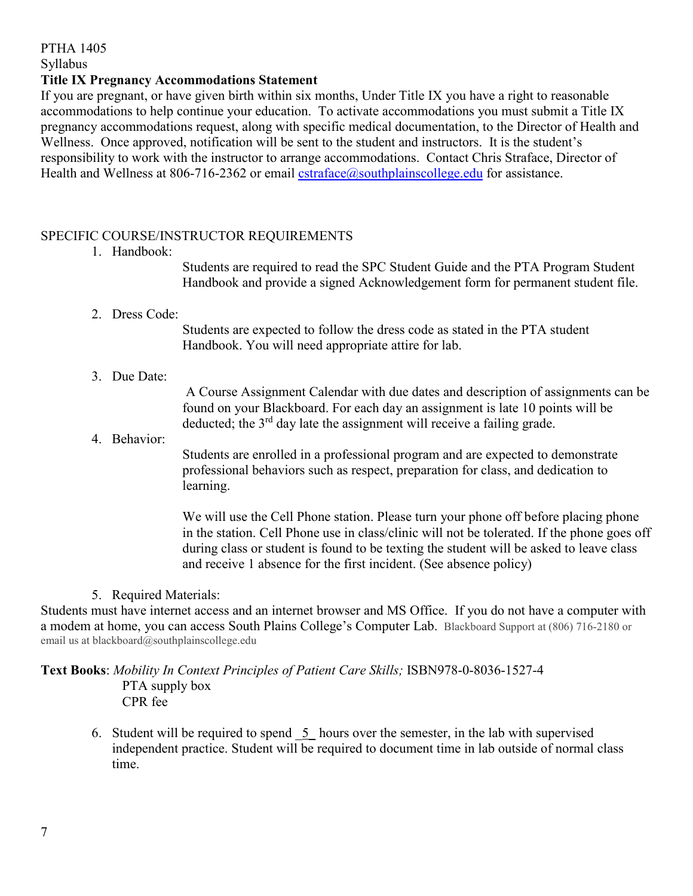PTHA 1405
Syllabus

**Title IX Pregnancy Accommodations Statement**

If you are pregnant, or have given birth within six months, Under Title IX you have a right to reasonable accommodations to help continue your education. To activate accommodations you must submit a Title IX pregnancy accommodations request, along with specific medical documentation, to the Director of Health and Wellness. Once approved, notification will be sent to the student and instructors. It is the student's responsibility to work with the instructor to arrange accommodations. Contact Chris Straface, Director of Health and Wellness at 806-716-2362 or email cstraface@southplainscollege.edu for assistance.

SPECIFIC COURSE/INSTRUCTOR REQUIREMENTS

1. Handbook:

   Students are required to read the SPC Student Guide and the PTA Program Student Handbook and provide a signed Acknowledgement form for permanent student file.

2. Dress Code:

   Students are expected to follow the dress code as stated in the PTA student Handbook. You will need appropriate attire for lab.

3. Due Date:

   A Course Assignment Calendar with due dates and description of assignments can be found on your Blackboard. For each day an assignment is late 10 points will be deducted; the 3rd day late the assignment will receive a failing grade.

4. Behavior:

   Students are enrolled in a professional program and are expected to demonstrate professional behaviors such as respect, preparation for class, and dedication to learning.

   We will use the Cell Phone station. Please turn your phone off before placing phone in the station. Cell Phone use in class/clinic will not be tolerated. If the phone goes off during class or student is found to be texting the student will be asked to leave class and receive 1 absence for the first incident. (See absence policy)

5. Required Materials:

Students must have internet access and an internet browser and MS Office. If you do not have a computer with a modem at home, you can access South Plains College's Computer Lab. Blackboard Support at (806) 716-2180 or email us at blackboard@southplainscollege.edu

**Text Books**: *Mobility In Context Principles of Patient Care Skills;* ISBN978-0-8036-1527-4
PTA supply box
CPR fee

6. Student will be required to spend _5_ hours over the semester, in the lab with supervised independent practice. Student will be required to document time in lab outside of normal class time.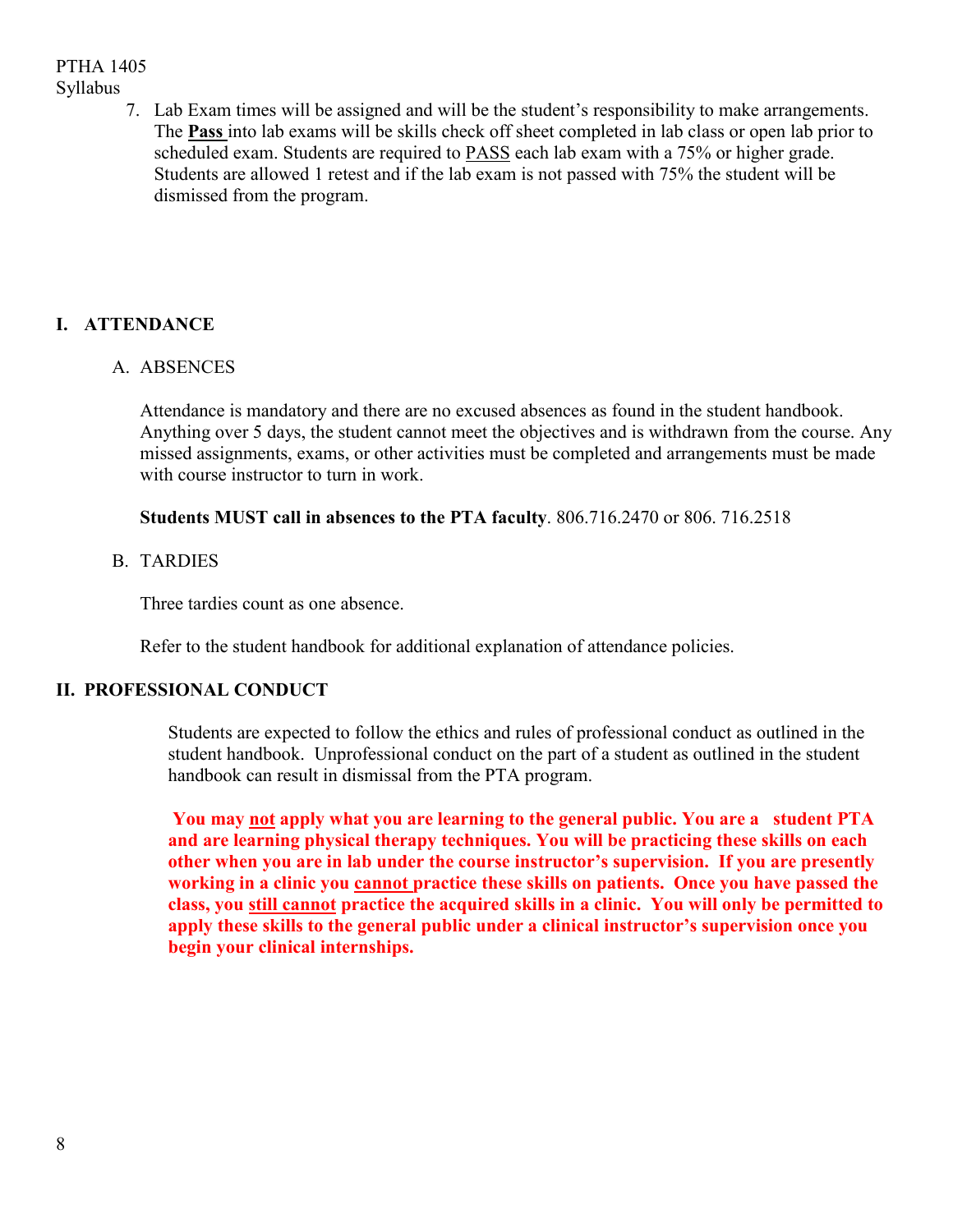7. Lab Exam times will be assigned and will be the student's responsibility to make arrangements. The **Pass** into lab exams will be skills check off sheet completed in lab class or open lab prior to scheduled exam. Students are required to PASS each lab exam with a 75% or higher grade. Students are allowed 1 retest and if the lab exam is not passed with 75% the student will be dismissed from the program.

## I. ATTENDANCE

### A. ABSENCES

Attendance is mandatory and there are no excused absences as found in the student handbook. Anything over 5 days, the student cannot meet the objectives and is withdrawn from the course. Any missed assignments, exams, or other activities must be completed and arrangements must be made with course instructor to turn in work.

**Students MUST call in absences to the PTA faculty**. 806.716.2470 or 806. 716.2518

### B. TARDIES

Three tardies count as one absence.

Refer to the student handbook for additional explanation of attendance policies.

## II. PROFESSIONAL CONDUCT

Students are expected to follow the ethics and rules of professional conduct as outlined in the student handbook. Unprofessional conduct on the part of a student as outlined in the student handbook can result in dismissal from the PTA program.

**You may not apply what you are learning to the general public. You are a student PTA and are learning physical therapy techniques. You will be practicing these skills on each other when you are in lab under the course instructor's supervision. If you are presently working in a clinic you cannot practice these skills on patients. Once you have passed the class, you still cannot practice the acquired skills in a clinic. You will only be permitted to apply these skills to the general public under a clinical instructor's supervision once you begin your clinical internships.**